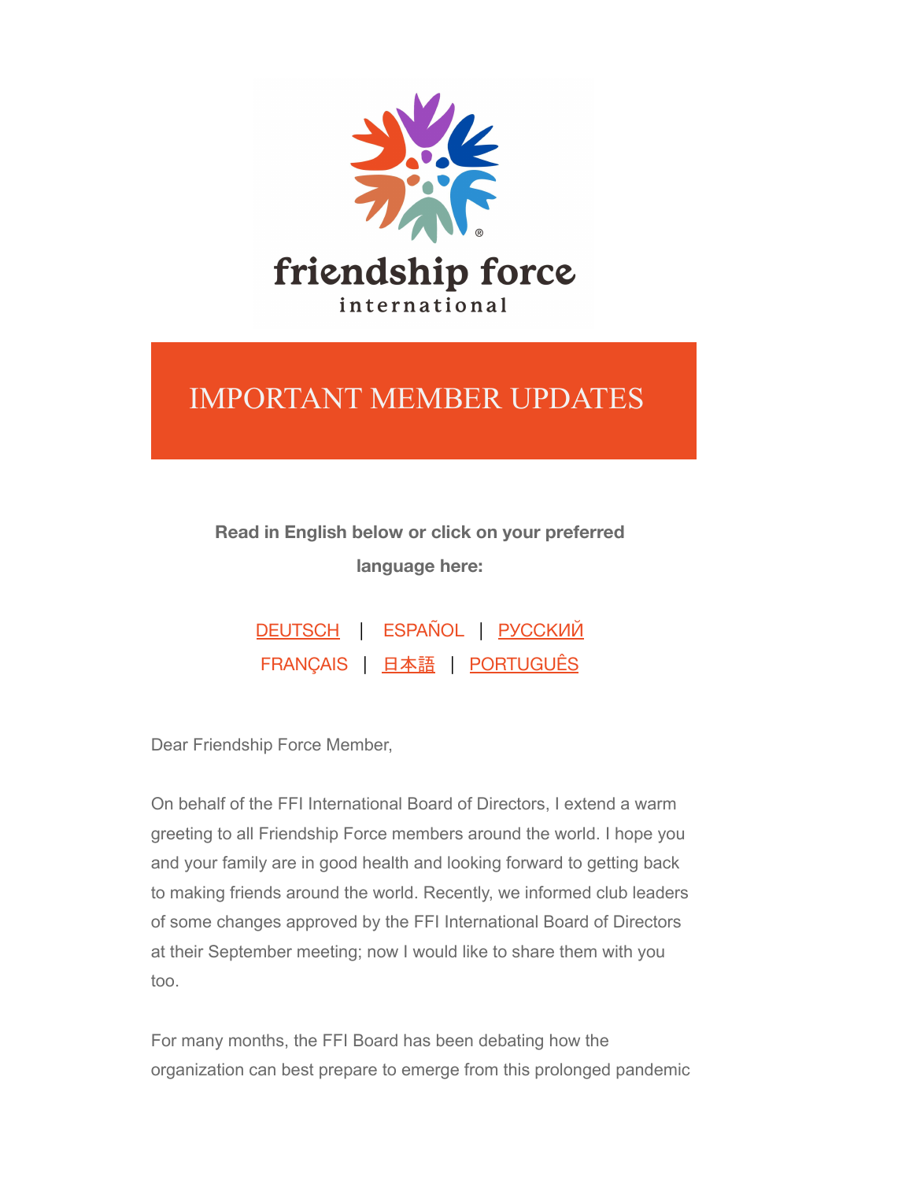friendship force international

# IMPORTANT MEMBER UPDATES

**Read in English below or click on your preferred language here:**

DEUTSCH | ESPAÑOL | РУССКИЙ
FRANÇAIS | 日本語 | PORTUGUÊS

Dear Friendship Force Member,

On behalf of the FFI International Board of Directors, I extend a warm greeting to all Friendship Force members around the world. I hope you and your family are in good health and looking forward to getting back to making friends around the world. Recently, we informed club leaders of some changes approved by the FFI International Board of Directors at their September meeting; now I would like to share them with you too.

For many months, the FFI Board has been debating how the organization can best prepare to emerge from this prolonged pandemic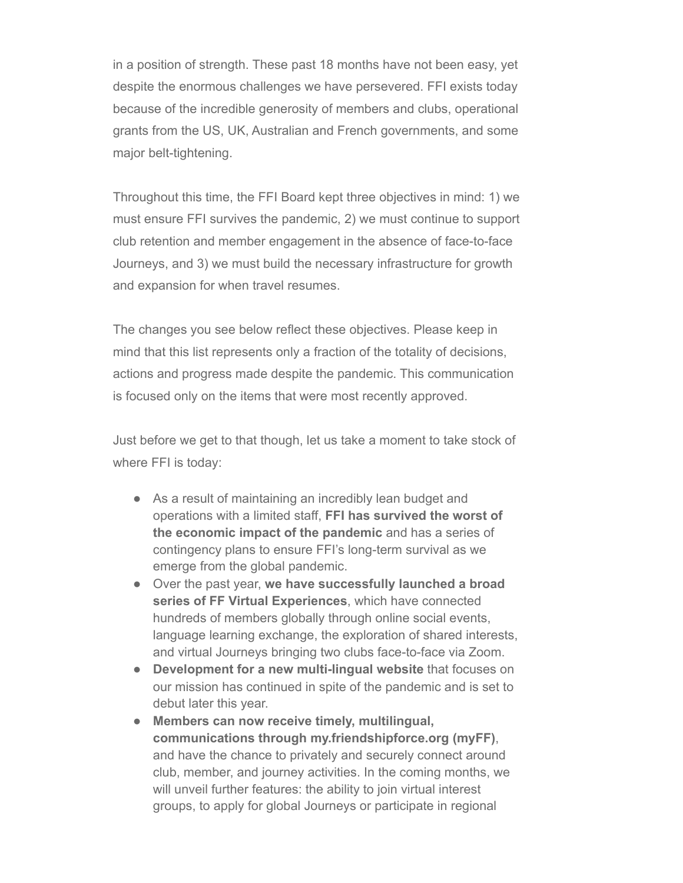in a position of strength. These past 18 months have not been easy, yet despite the enormous challenges we have persevered. FFI exists today because of the incredible generosity of members and clubs, operational grants from the US, UK, Australian and French governments, and some major belt-tightening.

Throughout this time, the FFI Board kept three objectives in mind: 1) we must ensure FFI survives the pandemic, 2) we must continue to support club retention and member engagement in the absence of face-to-face Journeys, and 3) we must build the necessary infrastructure for growth and expansion for when travel resumes.

The changes you see below reflect these objectives. Please keep in mind that this list represents only a fraction of the totality of decisions, actions and progress made despite the pandemic. This communication is focused only on the items that were most recently approved.

Just before we get to that though, let us take a moment to take stock of where FFI is today:

- As a result of maintaining an incredibly lean budget and operations with a limited staff, **FFI has survived the worst of the economic impact of the pandemic** and has a series of contingency plans to ensure FFI's long-term survival as we emerge from the global pandemic.
- Over the past year, **we have successfully launched a broad series of FF Virtual Experiences**, which have connected hundreds of members globally through online social events, language learning exchange, the exploration of shared interests, and virtual Journeys bringing two clubs face-to-face via Zoom.
- **Development for a new multi-lingual website** that focuses on our mission has continued in spite of the pandemic and is set to debut later this year.
- **Members can now receive timely, multilingual, communications through my.friendshipforce.org (myFF)**, and have the chance to privately and securely connect around club, member, and journey activities. In the coming months, we will unveil further features: the ability to join virtual interest groups, to apply for global Journeys or participate in regional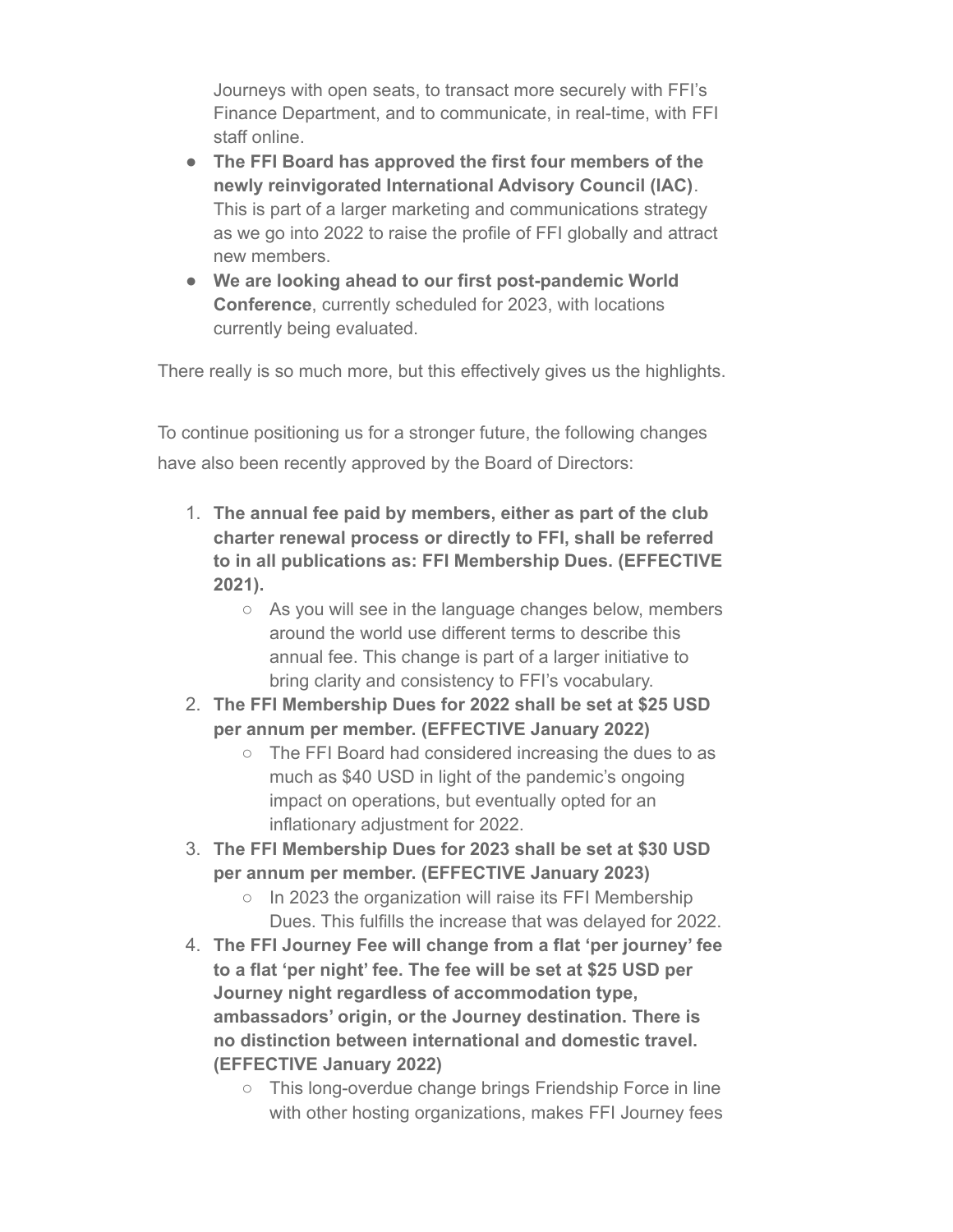Journeys with open seats, to transact more securely with FFI's Finance Department, and to communicate, in real-time, with FFI staff online.

- **The FFI Board has approved the first four members of the newly reinvigorated International Advisory Council (IAC)**. This is part of a larger marketing and communications strategy as we go into 2022 to raise the profile of FFI globally and attract new members.
- **We are looking ahead to our first post-pandemic World Conference**, currently scheduled for 2023, with locations currently being evaluated.

There really is so much more, but this effectively gives us the highlights.

To continue positioning us for a stronger future, the following changes have also been recently approved by the Board of Directors:

1. **The annual fee paid by members, either as part of the club charter renewal process or directly to FFI, shall be referred to in all publications as: FFI Membership Dues. (EFFECTIVE 2021).**
    - As you will see in the language changes below, members around the world use different terms to describe this annual fee. This change is part of a larger initiative to bring clarity and consistency to FFI's vocabulary.
2. **The FFI Membership Dues for 2022 shall be set at $25 USD per annum per member. (EFFECTIVE January 2022)**
    - The FFI Board had considered increasing the dues to as much as $40 USD in light of the pandemic's ongoing impact on operations, but eventually opted for an inflationary adjustment for 2022.
3. **The FFI Membership Dues for 2023 shall be set at $30 USD per annum per member. (EFFECTIVE January 2023)**
    - In 2023 the organization will raise its FFI Membership Dues. This fulfills the increase that was delayed for 2022.
4. **The FFI Journey Fee will change from a flat 'per journey' fee to a flat 'per night' fee. The fee will be set at $25 USD per Journey night regardless of accommodation type, ambassadors' origin, or the Journey destination. There is no distinction between international and domestic travel. (EFFECTIVE January 2022)**
    - This long-overdue change brings Friendship Force in line with other hosting organizations, makes FFI Journey fees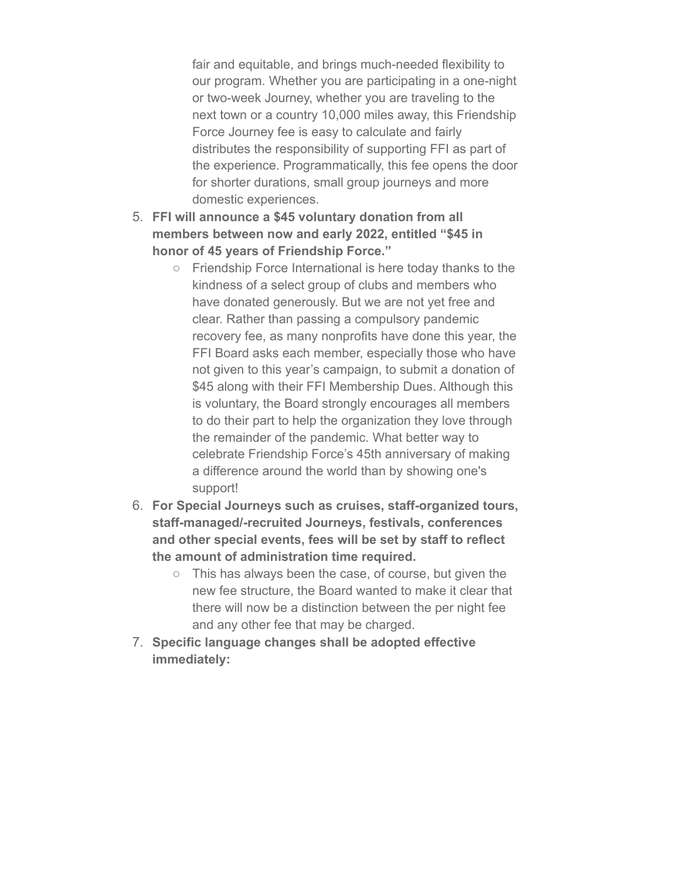fair and equitable, and brings much-needed flexibility to our program. Whether you are participating in a one-night or two-week Journey, whether you are traveling to the next town or a country 10,000 miles away, this Friendship Force Journey fee is easy to calculate and fairly distributes the responsibility of supporting FFI as part of the experience. Programmatically, this fee opens the door for shorter durations, small group journeys and more domestic experiences.

5. **FFI will announce a $45 voluntary donation from all members between now and early 2022, entitled "$45 in honor of 45 years of Friendship Force."**
    - Friendship Force International is here today thanks to the kindness of a select group of clubs and members who have donated generously. But we are not yet free and clear. Rather than passing a compulsory pandemic recovery fee, as many nonprofits have done this year, the FFI Board asks each member, especially those who have not given to this year's campaign, to submit a donation of $45 along with their FFI Membership Dues. Although this is voluntary, the Board strongly encourages all members to do their part to help the organization they love through the remainder of the pandemic. What better way to celebrate Friendship Force's 45th anniversary of making a difference around the world than by showing one's support!
6. **For Special Journeys such as cruises, staff-organized tours, staff-managed/-recruited Journeys, festivals, conferences and other special events, fees will be set by staff to reflect the amount of administration time required.**
    - This has always been the case, of course, but given the new fee structure, the Board wanted to make it clear that there will now be a distinction between the per night fee and any other fee that may be charged.
7. **Specific language changes shall be adopted effective immediately:**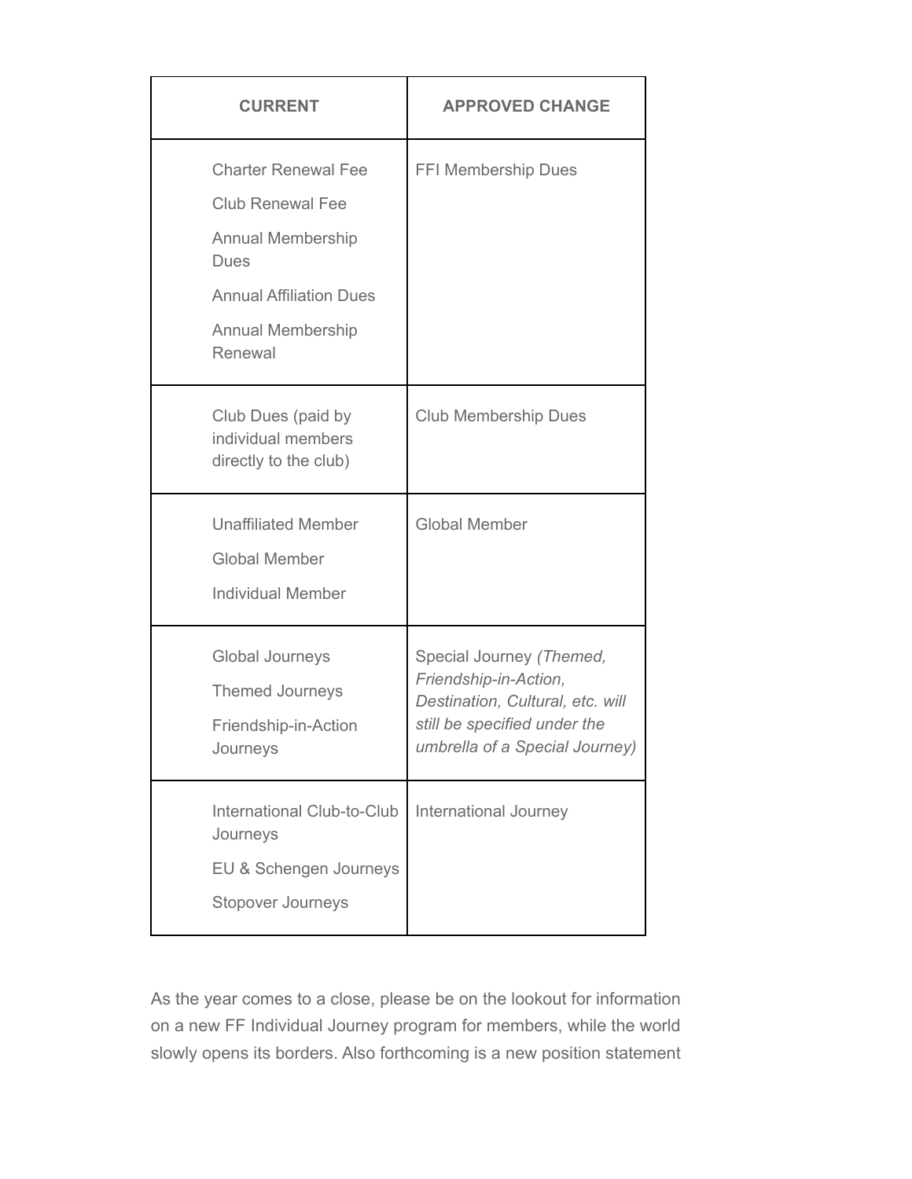| CURRENT | APPROVED CHANGE |
|---|---|
| Charter Renewal Fee<br>Club Renewal Fee<br>Annual Membership Dues<br>Annual Affiliation Dues<br>Annual Membership Renewal | FFI Membership Dues |
| Club Dues (paid by individual members directly to the club) | Club Membership Dues |
| Unaffiliated Member<br>Global Member<br>Individual Member | Global Member |
| Global Journeys<br>Themed Journeys<br>Friendship-in-Action Journeys | Special Journey *(Themed, Friendship-in-Action, Destination, Cultural, etc. will still be specified under the umbrella of a Special Journey)* |
| International Club-to-Club Journeys<br>EU & Schengen Journeys<br>Stopover Journeys | International Journey |

As the year comes to a close, please be on the lookout for information on a new FF Individual Journey program for members, while the world slowly opens its borders. Also forthcoming is a new position statement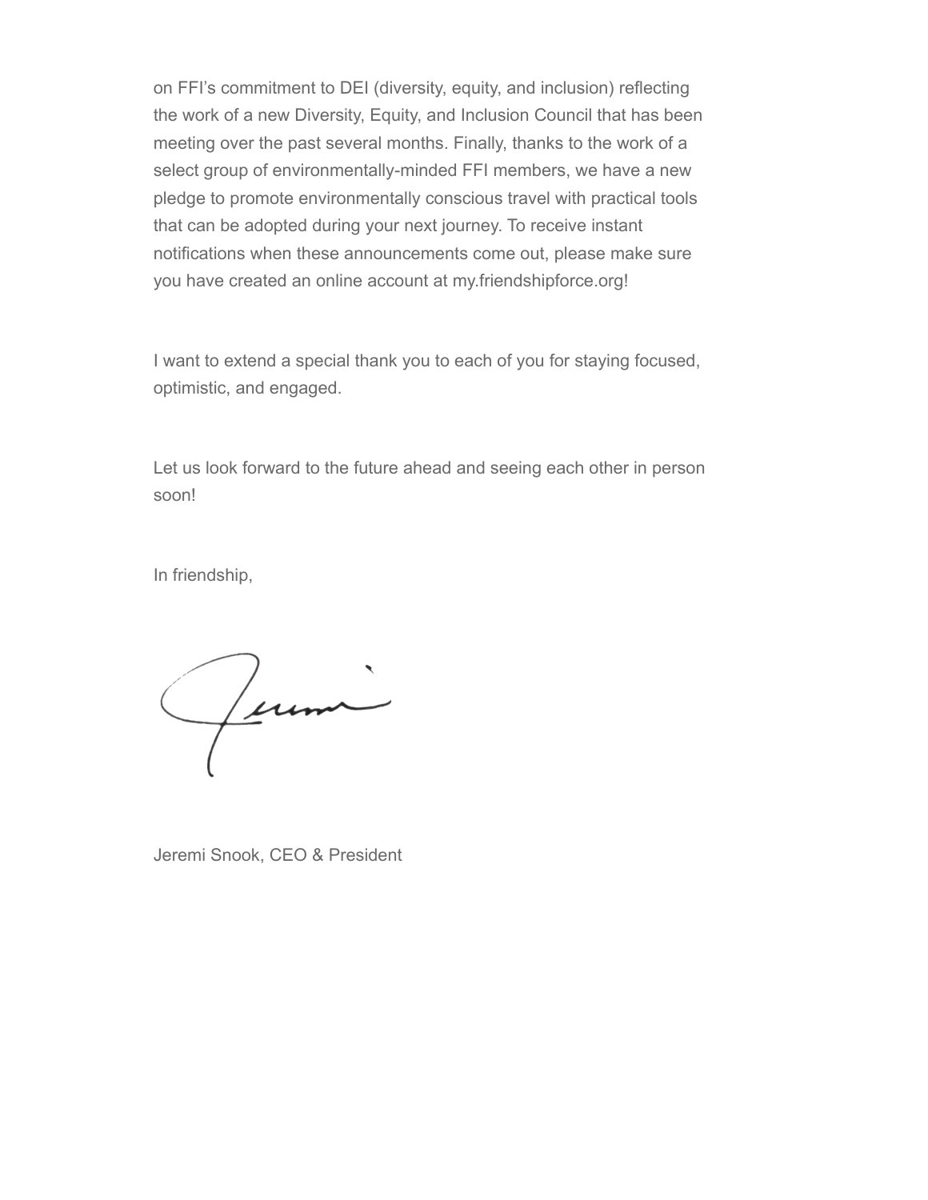on FFI's commitment to DEI (diversity, equity, and inclusion) reflecting the work of a new Diversity, Equity, and Inclusion Council that has been meeting over the past several months. Finally, thanks to the work of a select group of environmentally-minded FFI members, we have a new pledge to promote environmentally conscious travel with practical tools that can be adopted during your next journey. To receive instant notifications when these announcements come out, please make sure you have created an online account at my.friendshipforce.org!

I want to extend a special thank you to each of you for staying focused, optimistic, and engaged.

Let us look forward to the future ahead and seeing each other in person soon!

In friendship,

Jeremi Snook, CEO & President